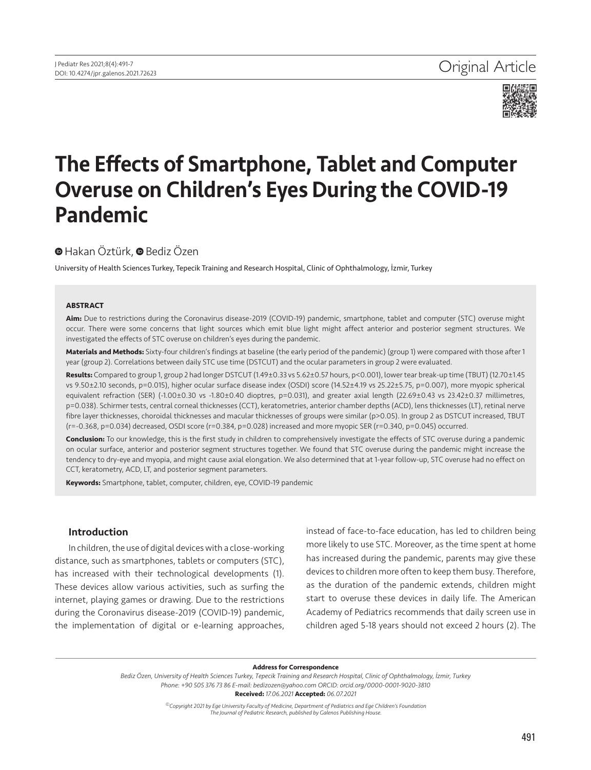Original Article

# The Effects of Smartphone, Tablet and Computer Overuse on Children's Eyes During the COVID-19 Pandemic

Hakan Öztürk, Bediz Özen

University of Health Sciences Turkey, Tepecik Training and Research Hospital, Clinic of Ophthalmology, İzmir, Turkey

**ABSTRACT**

**Aim:** Due to restrictions during the Coronavirus disease-2019 (COVID-19) pandemic, smartphone, tablet and computer (STC) overuse might occur. There were some concerns that light sources which emit blue light might affect anterior and posterior segment structures. We investigated the effects of STC overuse on children's eyes during the pandemic.

**Materials and Methods:** Sixty-four children's findings at baseline (the early period of the pandemic) (group 1) were compared with those after 1 year (group 2). Correlations between daily STC use time (DSTCUT) and the ocular parameters in group 2 were evaluated.

**Results:** Compared to group 1, group 2 had longer DSTCUT (1.49±0.33 vs 5.62±0.57 hours, p<0.001), lower tear break-up time (TBUT) (12.70±1.45 vs 9.50±2.10 seconds, p=0.015), higher ocular surface disease index (OSDI) score (14.52±4.19 vs 25.22±5.75, p=0.007), more myopic spherical equivalent refraction (SER) (-1.00±0.30 vs -1.80±0.40 dioptres, p=0.031), and greater axial length (22.69±0.43 vs 23.42±0.37 millimetres, p=0.038). Schirmer tests, central corneal thicknesses (CCT), keratometries, anterior chamber depths (ACD), lens thicknesses (LT), retinal nerve fibre layer thicknesses, choroidal thicknesses and macular thicknesses of groups were similar (p>0.05). In group 2 as DSTCUT increased, TBUT (r=-0.368, p=0.034) decreased, OSDI score (r=0.384, p=0.028) increased and more myopic SER (r=0.340, p=0.045) occurred.

**Conclusion:** To our knowledge, this is the first study in children to comprehensively investigate the effects of STC overuse during a pandemic on ocular surface, anterior and posterior segment structures together. We found that STC overuse during the pandemic might increase the tendency to dry-eye and myopia, and might cause axial elongation. We also determined that at 1-year follow-up, STC overuse had no effect on CCT, keratometry, ACD, LT, and posterior segment parameters.

**Keywords:** Smartphone, tablet, computer, children, eye, COVID-19 pandemic

## Introduction

In children, the use of digital devices with a close-working distance, such as smartphones, tablets or computers (STC), has increased with their technological developments (1). These devices allow various activities, such as surfing the internet, playing games or drawing. Due to the restrictions during the Coronavirus disease-2019 (COVID-19) pandemic, the implementation of digital or e-learning approaches, instead of face-to-face education, has led to children being more likely to use STC. Moreover, as the time spent at home has increased during the pandemic, parents may give these devices to children more often to keep them busy. Therefore, as the duration of the pandemic extends, children might start to overuse these devices in daily life. The American Academy of Pediatrics recommends that daily screen use in children aged 5-18 years should not exceed 2 hours (2). The

**Address for Correspondence**

*Bediz Özen, University of Health Sciences Turkey, Tepecik Training and Research Hospital, Clinic of Ophthalmology, İzmir, Turkey*
*Phone: +90 505 376 73 86 E-mail: bedizozen@yahoo.com ORCID: orcid.org/0000-0001-9020-3810*
**Received:** *17.06.2021* **Accepted:** *06.07.2021*

*©Copyright 2021 by Ege University Faculty of Medicine, Department of Pediatrics and Ege Children's Foundation*
*The Journal of Pediatric Research, published by Galenos Publishing House.*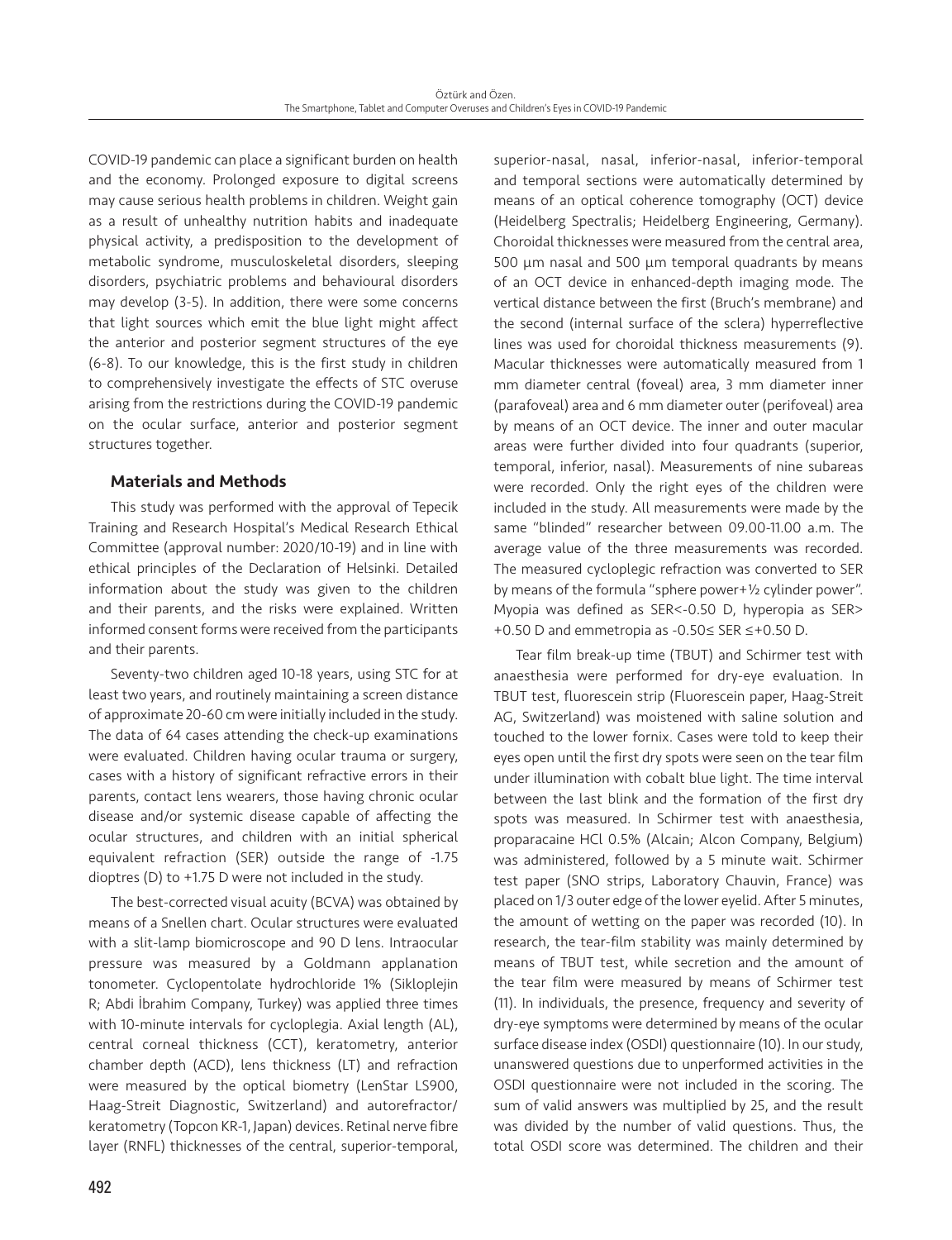COVID-19 pandemic can place a significant burden on health and the economy. Prolonged exposure to digital screens may cause serious health problems in children. Weight gain as a result of unhealthy nutrition habits and inadequate physical activity, a predisposition to the development of metabolic syndrome, musculoskeletal disorders, sleeping disorders, psychiatric problems and behavioural disorders may develop (3-5). In addition, there were some concerns that light sources which emit the blue light might affect the anterior and posterior segment structures of the eye (6-8). To our knowledge, this is the first study in children to comprehensively investigate the effects of STC overuse arising from the restrictions during the COVID-19 pandemic on the ocular surface, anterior and posterior segment structures together.

## Materials and Methods

This study was performed with the approval of Tepecik Training and Research Hospital's Medical Research Ethical Committee (approval number: 2020/10-19) and in line with ethical principles of the Declaration of Helsinki. Detailed information about the study was given to the children and their parents, and the risks were explained. Written informed consent forms were received from the participants and their parents.

Seventy-two children aged 10-18 years, using STC for at least two years, and routinely maintaining a screen distance of approximate 20-60 cm were initially included in the study. The data of 64 cases attending the check-up examinations were evaluated. Children having ocular trauma or surgery, cases with a history of significant refractive errors in their parents, contact lens wearers, those having chronic ocular disease and/or systemic disease capable of affecting the ocular structures, and children with an initial spherical equivalent refraction (SER) outside the range of -1.75 dioptres (D) to +1.75 D were not included in the study.

The best-corrected visual acuity (BCVA) was obtained by means of a Snellen chart. Ocular structures were evaluated with a slit-lamp biomicroscope and 90 D lens. Intraocular pressure was measured by a Goldmann applanation tonometer. Cyclopentolate hydrochloride 1% (Sikloplejin R; Abdi İbrahim Company, Turkey) was applied three times with 10-minute intervals for cycloplegia. Axial length (AL), central corneal thickness (CCT), keratometry, anterior chamber depth (ACD), lens thickness (LT) and refraction were measured by the optical biometry (LenStar LS900, Haag-Streit Diagnostic, Switzerland) and autorefractor/keratometry (Topcon KR-1, Japan) devices. Retinal nerve fibre layer (RNFL) thicknesses of the central, superior-temporal, superior-nasal, nasal, inferior-nasal, inferior-temporal and temporal sections were automatically determined by means of an optical coherence tomography (OCT) device (Heidelberg Spectralis; Heidelberg Engineering, Germany). Choroidal thicknesses were measured from the central area, 500 µm nasal and 500 µm temporal quadrants by means of an OCT device in enhanced-depth imaging mode. The vertical distance between the first (Bruch's membrane) and the second (internal surface of the sclera) hyperreflective lines was used for choroidal thickness measurements (9). Macular thicknesses were automatically measured from 1 mm diameter central (foveal) area, 3 mm diameter inner (parafoveal) area and 6 mm diameter outer (perifoveal) area by means of an OCT device. The inner and outer macular areas were further divided into four quadrants (superior, temporal, inferior, nasal). Measurements of nine subareas were recorded. Only the right eyes of the children were included in the study. All measurements were made by the same "blinded" researcher between 09.00-11.00 a.m. The average value of the three measurements was recorded. The measured cycloplegic refraction was converted to SER by means of the formula "sphere power+½ cylinder power". Myopia was defined as SER<-0.50 D, hyperopia as SER> +0.50 D and emmetropia as -0.50≤ SER ≤+0.50 D.

Tear film break-up time (TBUT) and Schirmer test with anaesthesia were performed for dry-eye evaluation. In TBUT test, fluorescein strip (Fluorescein paper, Haag-Streit AG, Switzerland) was moistened with saline solution and touched to the lower fornix. Cases were told to keep their eyes open until the first dry spots were seen on the tear film under illumination with cobalt blue light. The time interval between the last blink and the formation of the first dry spots was measured. In Schirmer test with anaesthesia, proparacaine HCl 0.5% (Alcain; Alcon Company, Belgium) was administered, followed by a 5 minute wait. Schirmer test paper (SNO strips, Laboratory Chauvin, France) was placed on 1/3 outer edge of the lower eyelid. After 5 minutes, the amount of wetting on the paper was recorded (10). In research, the tear-film stability was mainly determined by means of TBUT test, while secretion and the amount of the tear film were measured by means of Schirmer test (11). In individuals, the presence, frequency and severity of dry-eye symptoms were determined by means of the ocular surface disease index (OSDI) questionnaire (10). In our study, unanswered questions due to unperformed activities in the OSDI questionnaire were not included in the scoring. The sum of valid answers was multiplied by 25, and the result was divided by the number of valid questions. Thus, the total OSDI score was determined. The children and their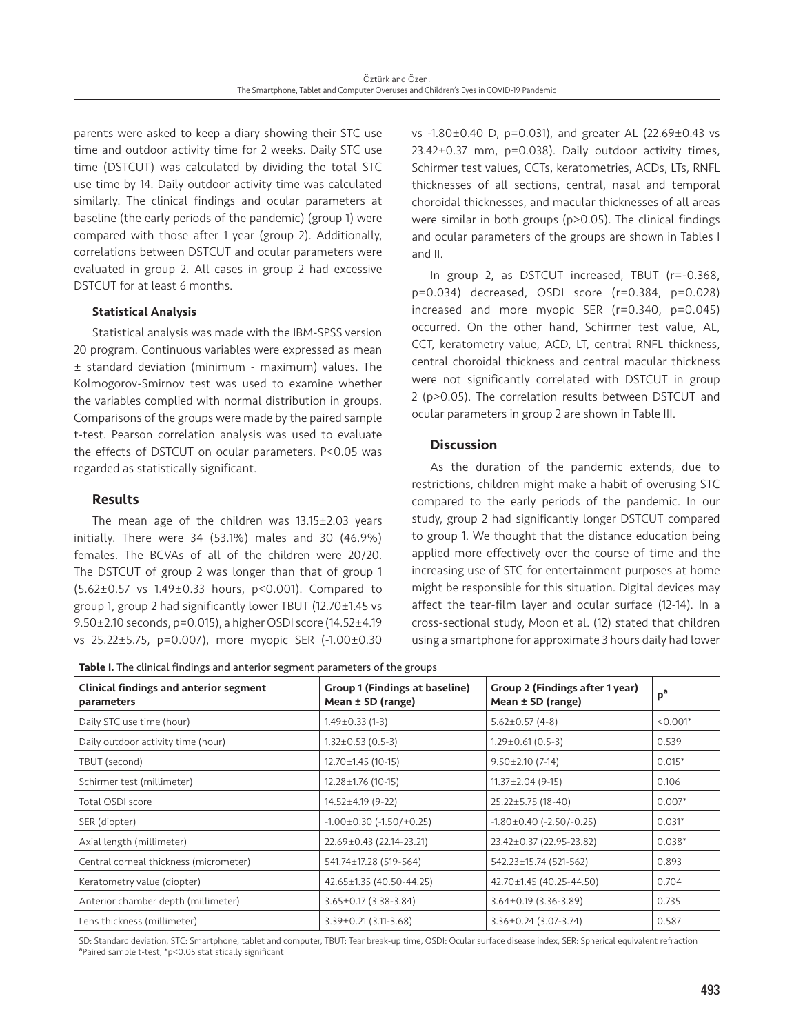parents were asked to keep a diary showing their STC use time and outdoor activity time for 2 weeks. Daily STC use time (DSTCUT) was calculated by dividing the total STC use time by 14. Daily outdoor activity time was calculated similarly. The clinical findings and ocular parameters at baseline (the early periods of the pandemic) (group 1) were compared with those after 1 year (group 2). Additionally, correlations between DSTCUT and ocular parameters were evaluated in group 2. All cases in group 2 had excessive DSTCUT for at least 6 months.

### Statistical Analysis

Statistical analysis was made with the IBM-SPSS version 20 program. Continuous variables were expressed as mean ± standard deviation (minimum - maximum) values. The Kolmogorov-Smirnov test was used to examine whether the variables complied with normal distribution in groups. Comparisons of the groups were made by the paired sample t-test. Pearson correlation analysis was used to evaluate the effects of DSTCUT on ocular parameters. P<0.05 was regarded as statistically significant.

## Results

The mean age of the children was 13.15±2.03 years initially. There were 34 (53.1%) males and 30 (46.9%) females. The BCVAs of all of the children were 20/20. The DSTCUT of group 2 was longer than that of group 1 (5.62±0.57 vs 1.49±0.33 hours, p<0.001). Compared to group 1, group 2 had significantly lower TBUT (12.70±1.45 vs 9.50±2.10 seconds, p=0.015), a higher OSDI score (14.52±4.19 vs 25.22±5.75, p=0.007), more myopic SER (-1.00±0.30 vs -1.80±0.40 D, p=0.031), and greater AL (22.69±0.43 vs 23.42±0.37 mm, p=0.038). Daily outdoor activity times, Schirmer test values, CCTs, keratometries, ACDs, LTs, RNFL thicknesses of all sections, central, nasal and temporal choroidal thicknesses, and macular thicknesses of all areas were similar in both groups (p>0.05). The clinical findings and ocular parameters of the groups are shown in Tables I and II.

In group 2, as DSTCUT increased, TBUT (r=-0.368, p=0.034) decreased, OSDI score (r=0.384, p=0.028) increased and more myopic SER (r=0.340, p=0.045) occurred. On the other hand, Schirmer test value, AL, CCT, keratometry value, ACD, LT, central RNFL thickness, central choroidal thickness and central macular thickness were not significantly correlated with DSTCUT in group 2 (p>0.05). The correlation results between DSTCUT and ocular parameters in group 2 are shown in Table III.

## Discussion

As the duration of the pandemic extends, due to restrictions, children might make a habit of overusing STC compared to the early periods of the pandemic. In our study, group 2 had significantly longer DSTCUT compared to group 1. We thought that the distance education being applied more effectively over the course of time and the increasing use of STC for entertainment purposes at home might be responsible for this situation. Digital devices may affect the tear-film layer and ocular surface (12-14). In a cross-sectional study, Moon et al. (12) stated that children using a smartphone for approximate 3 hours daily had lower

**Table I.** The clinical findings and anterior segment parameters of the groups

| Clinical findings and anterior segment parameters | Group 1 (Findings at baseline) Mean ± SD (range) | Group 2 (Findings after 1 year) Mean ± SD (range) | p[a] |
|---|---|---|---|
| Daily STC use time (hour) | 1.49±0.33 (1-3) | 5.62±0.57 (4-8) | <0.001* |
| Daily outdoor activity time (hour) | 1.32±0.53 (0.5-3) | 1.29±0.61 (0.5-3) | 0.539 |
| TBUT (second) | 12.70±1.45 (10-15) | 9.50±2.10 (7-14) | 0.015* |
| Schirmer test (millimeter) | 12.28±1.76 (10-15) | 11.37±2.04 (9-15) | 0.106 |
| Total OSDI score | 14.52±4.19 (9-22) | 25.22±5.75 (18-40) | 0.007* |
| SER (diopter) | -1.00±0.30 (-1.50/+0.25) | -1.80±0.40 (-2.50/-0.25) | 0.031* |
| Axial length (millimeter) | 22.69±0.43 (22.14-23.21) | 23.42±0.37 (22.95-23.82) | 0.038* |
| Central corneal thickness (micrometer) | 541.74±17.28 (519-564) | 542.23±15.74 (521-562) | 0.893 |
| Keratometry value (diopter) | 42.65±1.35 (40.50-44.25) | 42.70±1.45 (40.25-44.50) | 0.704 |
| Anterior chamber depth (millimeter) | 3.65±0.17 (3.38-3.84) | 3.64±0.19 (3.36-3.89) | 0.735 |
| Lens thickness (millimeter) | 3.39±0.21 (3.11-3.68) | 3.36±0.24 (3.07-3.74) | 0.587 |

SD: Standard deviation, STC: Smartphone, tablet and computer, TBUT: Tear break-up time, OSDI: Ocular surface disease index, SER: Spherical equivalent refraction
[a]Paired sample t-test, *p<0.05 statistically significant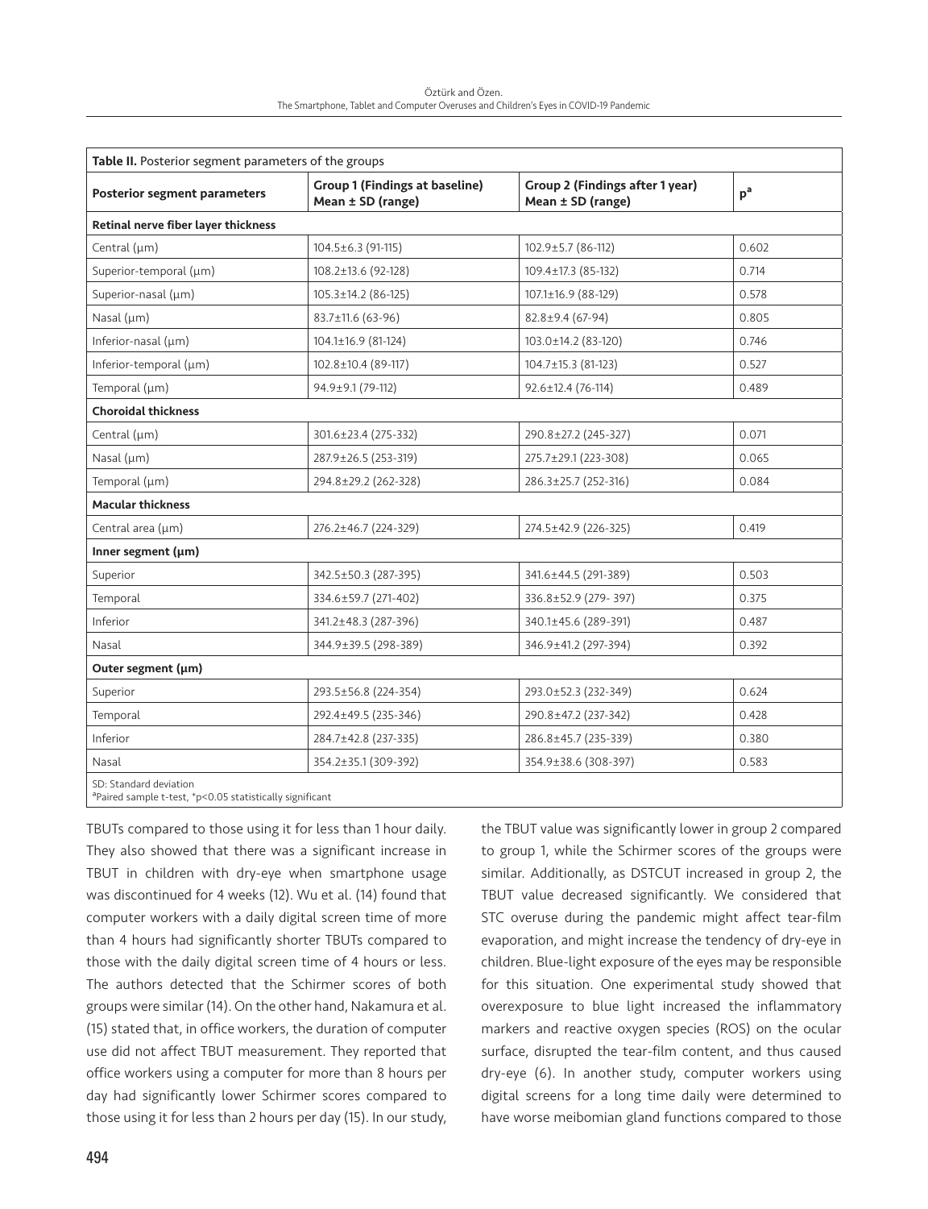**Table II.** Posterior segment parameters of the groups

| Posterior segment parameters | Group 1 (Findings at baseline) Mean ± SD (range) | Group 2 (Findings after 1 year) Mean ± SD (range) | p[a] |
|---|---|---|---|
| **Retinal nerve fiber layer thickness** | | | |
| Central (µm) | 104.5±6.3 (91-115) | 102.9±5.7 (86-112) | 0.602 |
| Superior-temporal (µm) | 108.2±13.6 (92-128) | 109.4±17.3 (85-132) | 0.714 |
| Superior-nasal (µm) | 105.3±14.2 (86-125) | 107.1±16.9 (88-129) | 0.578 |
| Nasal (µm) | 83.7±11.6 (63-96) | 82.8±9.4 (67-94) | 0.805 |
| Inferior-nasal (µm) | 104.1±16.9 (81-124) | 103.0±14.2 (83-120) | 0.746 |
| Inferior-temporal (µm) | 102.8±10.4 (89-117) | 104.7±15.3 (81-123) | 0.527 |
| Temporal (µm) | 94.9±9.1 (79-112) | 92.6±12.4 (76-114) | 0.489 |
| **Choroidal thickness** | | | |
| Central (µm) | 301.6±23.4 (275-332) | 290.8±27.2 (245-327) | 0.071 |
| Nasal (µm) | 287.9±26.5 (253-319) | 275.7±29.1 (223-308) | 0.065 |
| Temporal (µm) | 294.8±29.2 (262-328) | 286.3±25.7 (252-316) | 0.084 |
| **Macular thickness** | | | |
| Central area (µm) | 276.2±46.7 (224-329) | 274.5±42.9 (226-325) | 0.419 |
| **Inner segment (µm)** | | | |
| Superior | 342.5±50.3 (287-395) | 341.6±44.5 (291-389) | 0.503 |
| Temporal | 334.6±59.7 (271-402) | 336.8±52.9 (279- 397) | 0.375 |
| Inferior | 341.2±48.3 (287-396) | 340.1±45.6 (289-391) | 0.487 |
| Nasal | 344.9±39.5 (298-389) | 346.9±41.2 (297-394) | 0.392 |
| **Outer segment (µm)** | | | |
| Superior | 293.5±56.8 (224-354) | 293.0±52.3 (232-349) | 0.624 |
| Temporal | 292.4±49.5 (235-346) | 290.8±47.2 (237-342) | 0.428 |
| Inferior | 284.7±42.8 (237-335) | 286.8±45.7 (235-339) | 0.380 |
| Nasal | 354.2±35.1 (309-392) | 354.9±38.6 (308-397) | 0.583 |

SD: Standard deviation
[a]Paired sample t-test, *p<0.05 statistically significant

TBUTs compared to those using it for less than 1 hour daily. They also showed that there was a significant increase in TBUT in children with dry-eye when smartphone usage was discontinued for 4 weeks (12). Wu et al. (14) found that computer workers with a daily digital screen time of more than 4 hours had significantly shorter TBUTs compared to those with the daily digital screen time of 4 hours or less. The authors detected that the Schirmer scores of both groups were similar (14). On the other hand, Nakamura et al. (15) stated that, in office workers, the duration of computer use did not affect TBUT measurement. They reported that office workers using a computer for more than 8 hours per day had significantly lower Schirmer scores compared to those using it for less than 2 hours per day (15). In our study, the TBUT value was significantly lower in group 2 compared to group 1, while the Schirmer scores of the groups were similar. Additionally, as DSTCUT increased in group 2, the TBUT value decreased significantly. We considered that STC overuse during the pandemic might affect tear-film evaporation, and might increase the tendency of dry-eye in children. Blue-light exposure of the eyes may be responsible for this situation. One experimental study showed that overexposure to blue light increased the inflammatory markers and reactive oxygen species (ROS) on the ocular surface, disrupted the tear-film content, and thus caused dry-eye (6). In another study, computer workers using digital screens for a long time daily were determined to have worse meibomian gland functions compared to those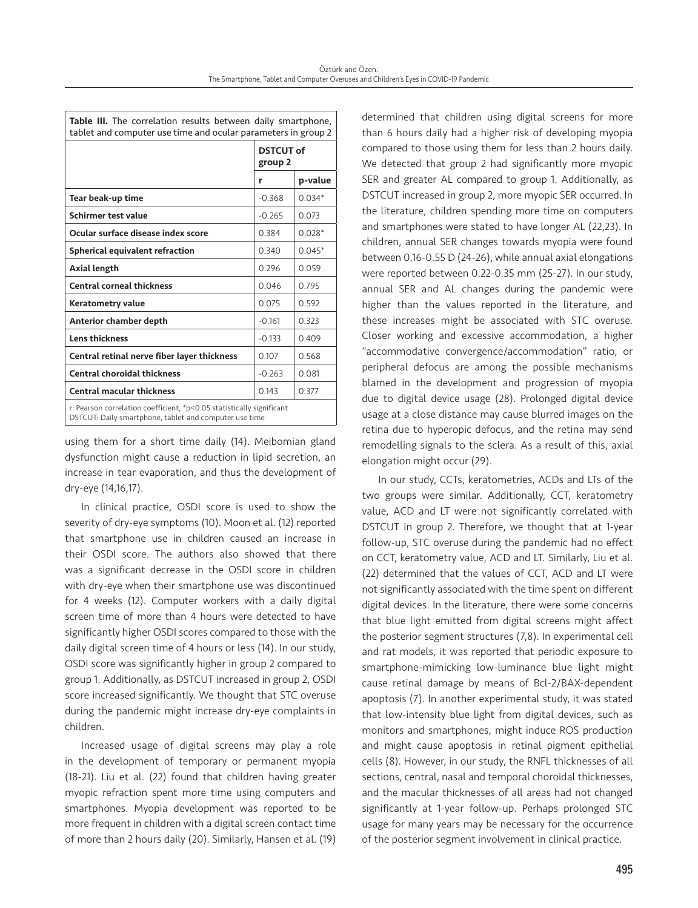**Table III.** The correlation results between daily smartphone, tablet and computer use time and ocular parameters in group 2

| | DSTCUT of group 2 | |
|---|---|---|
| | r | p-value |
| **Tear beak-up time** | -0.368 | 0.034* |
| **Schirmer test value** | -0.265 | 0.073 |
| **Ocular surface disease index score** | 0.384 | 0.028* |
| **Spherical equivalent refraction** | 0.340 | 0.045* |
| **Axial length** | 0.296 | 0.059 |
| **Central corneal thickness** | 0.046 | 0.795 |
| **Keratometry value** | 0.075 | 0.592 |
| **Anterior chamber depth** | -0.161 | 0.323 |
| **Lens thickness** | -0.133 | 0.409 |
| **Central retinal nerve fiber layer thickness** | 0.107 | 0.568 |
| **Central choroidal thickness** | -0.263 | 0.081 |
| **Central macular thickness** | 0.143 | 0.377 |

r: Pearson correlation coefficient, *p<0.05 statistically significant
DSTCUT: Daily smartphone, tablet and computer use time

using them for a short time daily (14). Meibomian gland dysfunction might cause a reduction in lipid secretion, an increase in tear evaporation, and thus the development of dry-eye (14,16,17).

In clinical practice, OSDI score is used to show the severity of dry-eye symptoms (10). Moon et al. (12) reported that smartphone use in children caused an increase in their OSDI score. The authors also showed that there was a significant decrease in the OSDI score in children with dry-eye when their smartphone use was discontinued for 4 weeks (12). Computer workers with a daily digital screen time of more than 4 hours were detected to have significantly higher OSDI scores compared to those with the daily digital screen time of 4 hours or less (14). In our study, OSDI score was significantly higher in group 2 compared to group 1. Additionally, as DSTCUT increased in group 2, OSDI score increased significantly. We thought that STC overuse during the pandemic might increase dry-eye complaints in children.

Increased usage of digital screens may play a role in the development of temporary or permanent myopia (18-21). Liu et al. (22) found that children having greater myopic refraction spent more time using computers and smartphones. Myopia development was reported to be more frequent in children with a digital screen contact time of more than 2 hours daily (20). Similarly, Hansen et al. (19) determined that children using digital screens for more than 6 hours daily had a higher risk of developing myopia compared to those using them for less than 2 hours daily. We detected that group 2 had significantly more myopic SER and greater AL compared to group 1. Additionally, as DSTCUT increased in group 2, more myopic SER occurred. In the literature, children spending more time on computers and smartphones were stated to have longer AL (22,23). In children, annual SER changes towards myopia were found between 0.16-0.55 D (24-26), while annual axial elongations were reported between 0.22-0.35 mm (25-27). In our study, annual SER and AL changes during the pandemic were higher than the values reported in the literature, and these increases might be associated with STC overuse. Closer working and excessive accommodation, a higher "accommodative convergence/accommodation" ratio, or peripheral defocus are among the possible mechanisms blamed in the development and progression of myopia due to digital device usage (28). Prolonged digital device usage at a close distance may cause blurred images on the retina due to hyperopic defocus, and the retina may send remodelling signals to the sclera. As a result of this, axial elongation might occur (29).

In our study, CCTs, keratometries, ACDs and LTs of the two groups were similar. Additionally, CCT, keratometry value, ACD and LT were not significantly correlated with DSTCUT in group 2. Therefore, we thought that at 1-year follow-up, STC overuse during the pandemic had no effect on CCT, keratometry value, ACD and LT. Similarly, Liu et al. (22) determined that the values of CCT, ACD and LT were not significantly associated with the time spent on different digital devices. In the literature, there were some concerns that blue light emitted from digital screens might affect the posterior segment structures (7,8). In experimental cell and rat models, it was reported that periodic exposure to smartphone-mimicking low-luminance blue light might cause retinal damage by means of Bcl-2/BAX-dependent apoptosis (7). In another experimental study, it was stated that low-intensity blue light from digital devices, such as monitors and smartphones, might induce ROS production and might cause apoptosis in retinal pigment epithelial cells (8). However, in our study, the RNFL thicknesses of all sections, central, nasal and temporal choroidal thicknesses, and the macular thicknesses of all areas had not changed significantly at 1-year follow-up. Perhaps prolonged STC usage for many years may be necessary for the occurrence of the posterior segment involvement in clinical practice.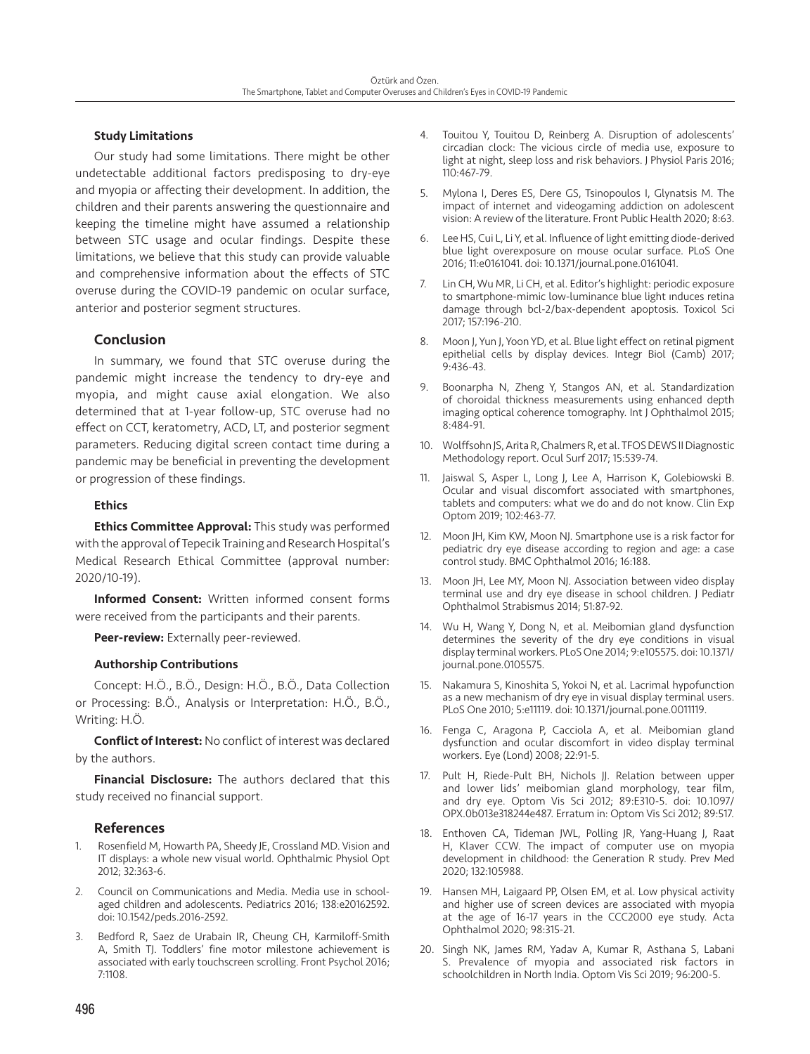### Study Limitations

Our study had some limitations. There might be other undetectable additional factors predisposing to dry-eye and myopia or affecting their development. In addition, the children and their parents answering the questionnaire and keeping the timeline might have assumed a relationship between STC usage and ocular findings. Despite these limitations, we believe that this study can provide valuable and comprehensive information about the effects of STC overuse during the COVID-19 pandemic on ocular surface, anterior and posterior segment structures.

## Conclusion

In summary, we found that STC overuse during the pandemic might increase the tendency to dry-eye and myopia, and might cause axial elongation. We also determined that at 1-year follow-up, STC overuse had no effect on CCT, keratometry, ACD, LT, and posterior segment parameters. Reducing digital screen contact time during a pandemic may be beneficial in preventing the development or progression of these findings.

### Ethics

**Ethics Committee Approval:** This study was performed with the approval of Tepecik Training and Research Hospital's Medical Research Ethical Committee (approval number: 2020/10-19).

**Informed Consent:** Written informed consent forms were received from the participants and their parents.

**Peer-review:** Externally peer-reviewed.

### Authorship Contributions

Concept: H.Ö., B.Ö., Design: H.Ö., B.Ö., Data Collection or Processing: B.Ö., Analysis or Interpretation: H.Ö., B.Ö., Writing: H.Ö.

**Conflict of Interest:** No conflict of interest was declared by the authors.

**Financial Disclosure:** The authors declared that this study received no financial support.

## References

1. Rosenfield M, Howarth PA, Sheedy JE, Crossland MD. Vision and IT displays: a whole new visual world. Ophthalmic Physiol Opt 2012; 32:363-6.
2. Council on Communications and Media. Media use in school-aged children and adolescents. Pediatrics 2016; 138:e20162592. doi: 10.1542/peds.2016-2592.
3. Bedford R, Saez de Urabain IR, Cheung CH, Karmiloff-Smith A, Smith TJ. Toddlers' fine motor milestone achievement is associated with early touchscreen scrolling. Front Psychol 2016; 7:1108.
4. Touitou Y, Touitou D, Reinberg A. Disruption of adolescents' circadian clock: The vicious circle of media use, exposure to light at night, sleep loss and risk behaviors. J Physiol Paris 2016; 110:467-79.
5. Mylona I, Deres ES, Dere GS, Tsinopoulos I, Glynatsis M. The impact of internet and videogaming addiction on adolescent vision: A review of the literature. Front Public Health 2020; 8:63.
6. Lee HS, Cui L, Li Y, et al. Influence of light emitting diode-derived blue light overexposure on mouse ocular surface. PLoS One 2016; 11:e0161041. doi: 10.1371/journal.pone.0161041.
7. Lin CH, Wu MR, Li CH, et al. Editor's highlight: periodic exposure to smartphone-mimic low-luminance blue light ınduces retina damage through bcl-2/bax-dependent apoptosis. Toxicol Sci 2017; 157:196-210.
8. Moon J, Yun J, Yoon YD, et al. Blue light effect on retinal pigment epithelial cells by display devices. Integr Biol (Camb) 2017; 9:436-43.
9. Boonarpha N, Zheng Y, Stangos AN, et al. Standardization of choroidal thickness measurements using enhanced depth imaging optical coherence tomography. Int J Ophthalmol 2015; 8:484-91.
10. Wolffsohn JS, Arita R, Chalmers R, et al. TFOS DEWS II Diagnostic Methodology report. Ocul Surf 2017; 15:539-74.
11. Jaiswal S, Asper L, Long J, Lee A, Harrison K, Golebiowski B. Ocular and visual discomfort associated with smartphones, tablets and computers: what we do and do not know. Clin Exp Optom 2019; 102:463-77.
12. Moon JH, Kim KW, Moon NJ. Smartphone use is a risk factor for pediatric dry eye disease according to region and age: a case control study. BMC Ophthalmol 2016; 16:188.
13. Moon JH, Lee MY, Moon NJ. Association between video display terminal use and dry eye disease in school children. J Pediatr Ophthalmol Strabismus 2014; 51:87-92.
14. Wu H, Wang Y, Dong N, et al. Meibomian gland dysfunction determines the severity of the dry eye conditions in visual display terminal workers. PLoS One 2014; 9:e105575. doi: 10.1371/journal.pone.0105575.
15. Nakamura S, Kinoshita S, Yokoi N, et al. Lacrimal hypofunction as a new mechanism of dry eye in visual display terminal users. PLoS One 2010; 5:e11119. doi: 10.1371/journal.pone.0011119.
16. Fenga C, Aragona P, Cacciola A, et al. Meibomian gland dysfunction and ocular discomfort in video display terminal workers. Eye (Lond) 2008; 22:91-5.
17. Pult H, Riede-Pult BH, Nichols JJ. Relation between upper and lower lids' meibomian gland morphology, tear film, and dry eye. Optom Vis Sci 2012; 89:E310-5. doi: 10.1097/OPX.0b013e318244e487. Erratum in: Optom Vis Sci 2012; 89:517.
18. Enthoven CA, Tideman JWL, Polling JR, Yang-Huang J, Raat H, Klaver CCW. The impact of computer use on myopia development in childhood: the Generation R study. Prev Med 2020; 132:105988.
19. Hansen MH, Laigaard PP, Olsen EM, et al. Low physical activity and higher use of screen devices are associated with myopia at the age of 16-17 years in the CCC2000 eye study. Acta Ophthalmol 2020; 98:315-21.
20. Singh NK, James RM, Yadav A, Kumar R, Asthana S, Labani S. Prevalence of myopia and associated risk factors in schoolchildren in North India. Optom Vis Sci 2019; 96:200-5.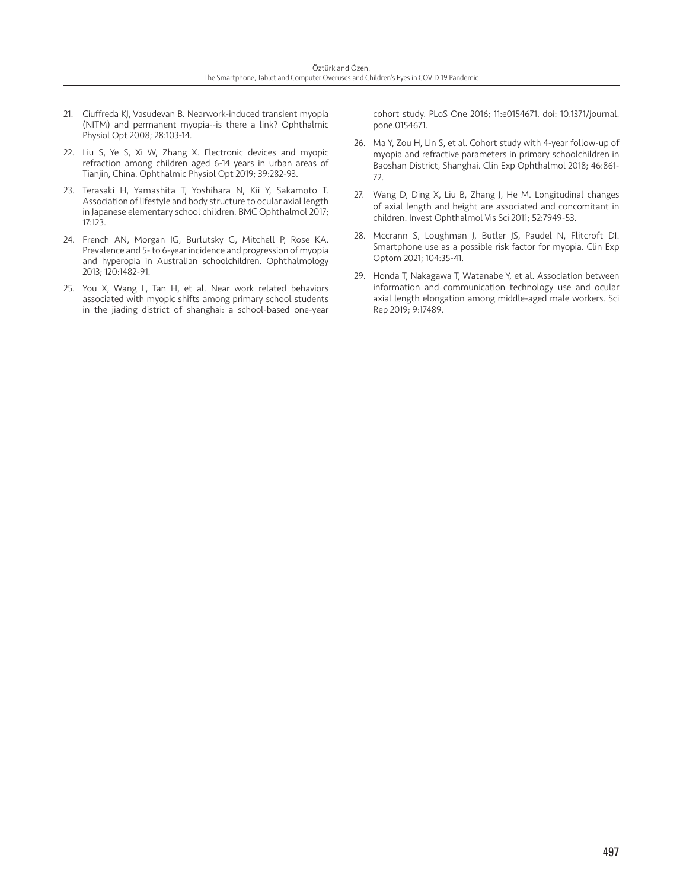21. Ciuffreda KJ, Vasudevan B. Nearwork-induced transient myopia (NITM) and permanent myopia--is there a link? Ophthalmic Physiol Opt 2008; 28:103-14.
22. Liu S, Ye S, Xi W, Zhang X. Electronic devices and myopic refraction among children aged 6-14 years in urban areas of Tianjin, China. Ophthalmic Physiol Opt 2019; 39:282-93.
23. Terasaki H, Yamashita T, Yoshihara N, Kii Y, Sakamoto T. Association of lifestyle and body structure to ocular axial length in Japanese elementary school children. BMC Ophthalmol 2017; 17:123.
24. French AN, Morgan IG, Burlutsky G, Mitchell P, Rose KA. Prevalence and 5- to 6-year incidence and progression of myopia and hyperopia in Australian schoolchildren. Ophthalmology 2013; 120:1482-91.
25. You X, Wang L, Tan H, et al. Near work related behaviors associated with myopic shifts among primary school students in the jiading district of shanghai: a school-based one-year cohort study. PLoS One 2016; 11:e0154671. doi: 10.1371/journal.pone.0154671.
26. Ma Y, Zou H, Lin S, et al. Cohort study with 4-year follow-up of myopia and refractive parameters in primary schoolchildren in Baoshan District, Shanghai. Clin Exp Ophthalmol 2018; 46:861-72.
27. Wang D, Ding X, Liu B, Zhang J, He M. Longitudinal changes of axial length and height are associated and concomitant in children. Invest Ophthalmol Vis Sci 2011; 52:7949-53.
28. Mccrann S, Loughman J, Butler JS, Paudel N, Flitcroft DI. Smartphone use as a possible risk factor for myopia. Clin Exp Optom 2021; 104:35-41.
29. Honda T, Nakagawa T, Watanabe Y, et al. Association between information and communication technology use and ocular axial length elongation among middle-aged male workers. Sci Rep 2019; 9:17489.